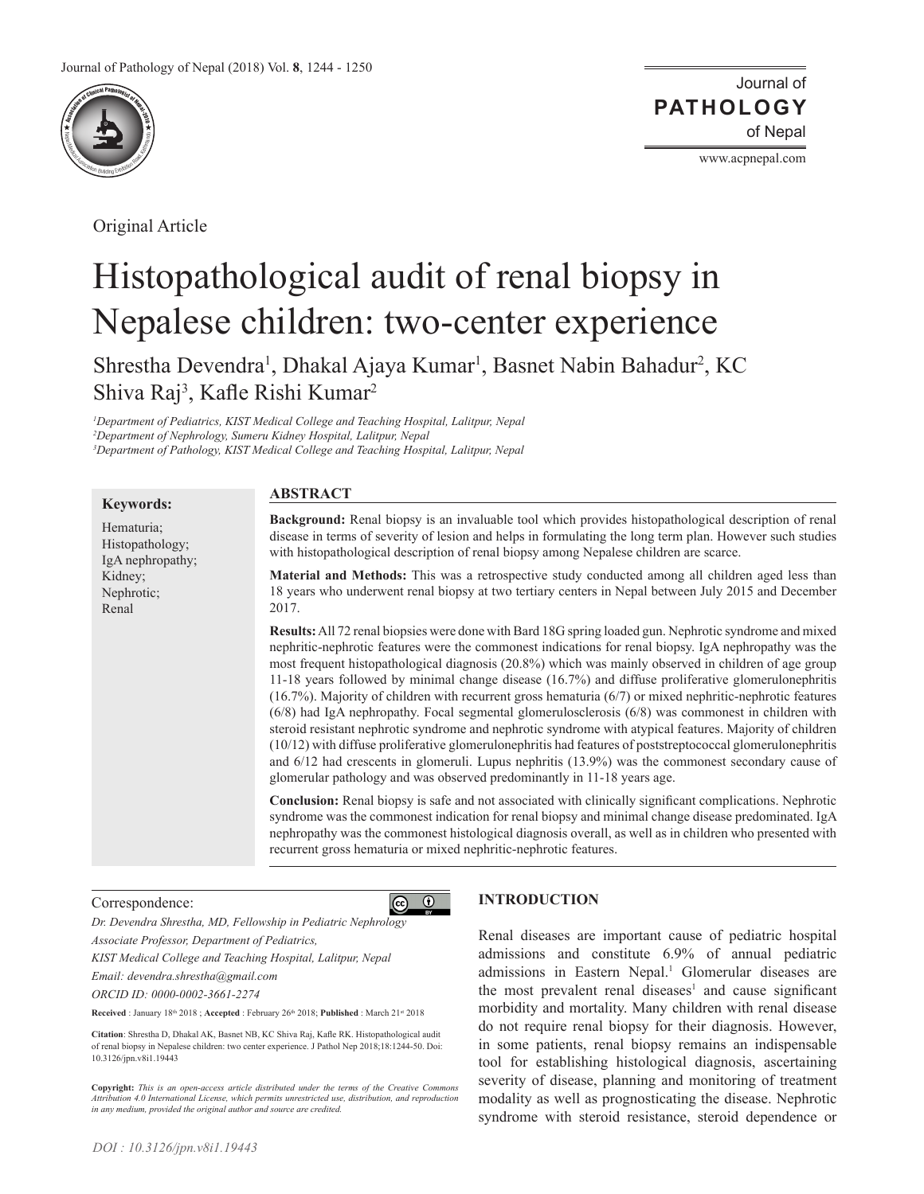Original Article

# Histopathological audit of renal biopsy in Nepalese children: two-center experience

Shrestha Devendra[1], Dhakal Ajaya Kumar[1], Basnet Nabin Bahadur[2], KC Shiva Raj[3], Kafle Rishi Kumar[2]

*[1]Department of Pediatrics, KIST Medical College and Teaching Hospital, Lalitpur, Nepal*
*[2]Department of Nephrology, Sumeru Kidney Hospital, Lalitpur, Nepal*
*[3]Department of Pathology, KIST Medical College and Teaching Hospital, Lalitpur, Nepal*

**Keywords:**

Hematuria;
Histopathology;
IgA nephropathy;
Kidney;
Nephrotic;
Renal

## ABSTRACT

**Background:** Renal biopsy is an invaluable tool which provides histopathological description of renal disease in terms of severity of lesion and helps in formulating the long term plan. However such studies with histopathological description of renal biopsy among Nepalese children are scarce.

**Material and Methods:** This was a retrospective study conducted among all children aged less than 18 years who underwent renal biopsy at two tertiary centers in Nepal between July 2015 and December 2017.

**Results:** All 72 renal biopsies were done with Bard 18G spring loaded gun. Nephrotic syndrome and mixed nephritic-nephrotic features were the commonest indications for renal biopsy. IgA nephropathy was the most frequent histopathological diagnosis (20.8%) which was mainly observed in children of age group 11-18 years followed by minimal change disease (16.7%) and diffuse proliferative glomerulonephritis (16.7%). Majority of children with recurrent gross hematuria (6/7) or mixed nephritic-nephrotic features (6/8) had IgA nephropathy. Focal segmental glomerulosclerosis (6/8) was commonest in children with steroid resistant nephrotic syndrome and nephrotic syndrome with atypical features. Majority of children (10/12) with diffuse proliferative glomerulonephritis had features of poststreptococcal glomerulonephritis and 6/12 had crescents in glomeruli. Lupus nephritis (13.9%) was the commonest secondary cause of glomerular pathology and was observed predominantly in 11-18 years age.

**Conclusion:** Renal biopsy is safe and not associated with clinically significant complications. Nephrotic syndrome was the commonest indication for renal biopsy and minimal change disease predominated. IgA nephropathy was the commonest histological diagnosis overall, as well as in children who presented with recurrent gross hematuria or mixed nephritic-nephrotic features.

Correspondence:
*Dr. Devendra Shrestha, MD, Fellowship in Pediatric Nephrology*
*Associate Professor, Department of Pediatrics,*
*KIST Medical College and Teaching Hospital, Lalitpur, Nepal*
*Email: devendra.shrestha@gmail.com*
*ORCID ID: 0000-0002-3661-2274*

**Received** : January 18th 2018 ; **Accepted** : February 26th 2018; **Published** : March 21st 2018

**Citation**: Shrestha D, Dhakal AK, Basnet NB, KC Shiva Raj, Kafle RK. Histopathological audit of renal biopsy in Nepalese children: two center experience. J Pathol Nep 2018;18:1244-50. Doi: 10.3126/jpn.v8i1.19443

**Copyright:** *This is an open-access article distributed under the terms of the Creative Commons Attribution 4.0 International License, which permits unrestricted use, distribution, and reproduction in any medium, provided the original author and source are credited.*

## INTRODUCTION

Renal diseases are important cause of pediatric hospital admissions and constitute 6.9% of annual pediatric admissions in Eastern Nepal.[1] Glomerular diseases are the most prevalent renal diseases[1] and cause significant morbidity and mortality. Many children with renal disease do not require renal biopsy for their diagnosis. However, in some patients, renal biopsy remains an indispensable tool for establishing histological diagnosis, ascertaining severity of disease, planning and monitoring of treatment modality as well as prognosticating the disease. Nephrotic syndrome with steroid resistance, steroid dependence or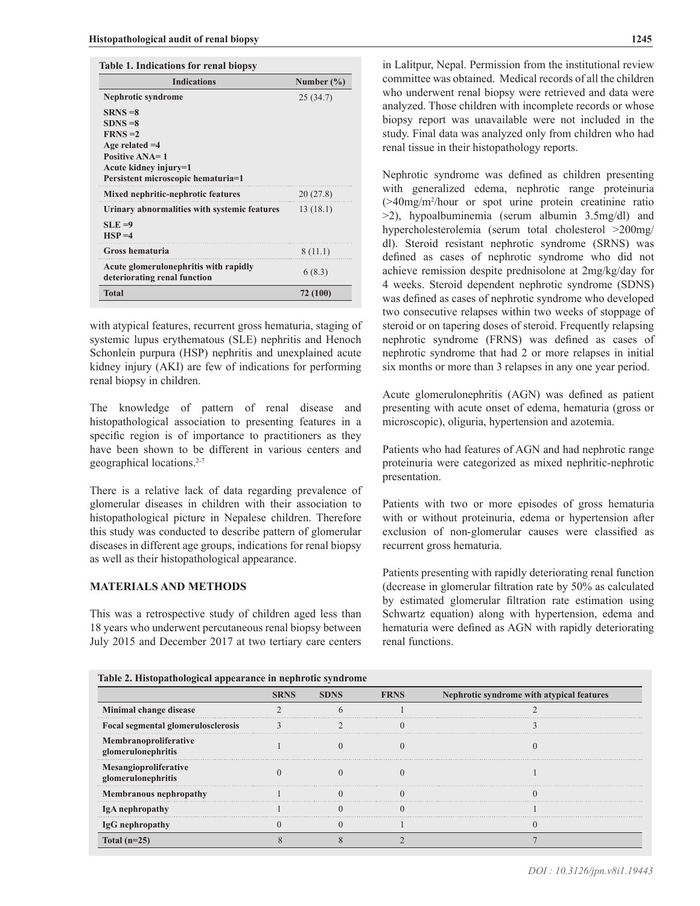**Table 1. Indications for renal biopsy**

| Indications | Number (%) |
|---|---|
| **Nephrotic syndrome** | 25 (34.7) |
| **SRNS =8**<br>**SDNS =8**<br>**FRNS =2**<br>**Age related =4**<br>**Positive ANA= 1**<br>**Acute kidney injury=1**<br>**Persistent microscopic hematuria=1** | |
| **Mixed nephritic-nephrotic features** | 20 (27.8) |
| **Urinary abnormalities with systemic features** | 13 (18.1) |
| **SLE =9**<br>**HSP =4** | |
| **Gross hematuria** | 8 (11.1) |
| **Acute glomerulonephritis with rapidly deteriorating renal function** | 6 (8.3) |
| **Total** | **72 (100)** |

with atypical features, recurrent gross hematuria, staging of systemic lupus erythematous (SLE) nephritis and Henoch Schonlein purpura (HSP) nephritis and unexplained acute kidney injury (AKI) are few of indications for performing renal biopsy in children.

The knowledge of pattern of renal disease and histopathological association to presenting features in a specific region is of importance to practitioners as they have been shown to be different in various centers and geographical locations.[2-7]

There is a relative lack of data regarding prevalence of glomerular diseases in children with their association to histopathological picture in Nepalese children. Therefore this study was conducted to describe pattern of glomerular diseases in different age groups, indications for renal biopsy as well as their histopathological appearance.

## MATERIALS AND METHODS

This was a retrospective study of children aged less than 18 years who underwent percutaneous renal biopsy between July 2015 and December 2017 at two tertiary care centers in Lalitpur, Nepal. Permission from the institutional review committee was obtained. Medical records of all the children who underwent renal biopsy were retrieved and data were analyzed. Those children with incomplete records or whose biopsy report was unavailable were not included in the study. Final data was analyzed only from children who had renal tissue in their histopathology reports.

Nephrotic syndrome was defined as children presenting with generalized edema, nephrotic range proteinuria (>40mg/m$^2$/hour or spot urine protein creatinine ratio >2), hypoalbuminemia (serum albumin 3.5mg/dl) and hypercholesterolemia (serum total cholesterol >200mg/dl). Steroid resistant nephrotic syndrome (SRNS) was defined as cases of nephrotic syndrome who did not achieve remission despite prednisolone at 2mg/kg/day for 4 weeks. Steroid dependent nephrotic syndrome (SDNS) was defined as cases of nephrotic syndrome who developed two consecutive relapses within two weeks of stoppage of steroid or on tapering doses of steroid. Frequently relapsing nephrotic syndrome (FRNS) was defined as cases of nephrotic syndrome that had 2 or more relapses in initial six months or more than 3 relapses in any one year period.

Acute glomerulonephritis (AGN) was defined as patient presenting with acute onset of edema, hematuria (gross or microscopic), oliguria, hypertension and azotemia.

Patients who had features of AGN and had nephrotic range proteinuria were categorized as mixed nephritic-nephrotic presentation.

Patients with two or more episodes of gross hematuria with or without proteinuria, edema or hypertension after exclusion of non-glomerular causes were classified as recurrent gross hematuria.

Patients presenting with rapidly deteriorating renal function (decrease in glomerular filtration rate by 50% as calculated by estimated glomerular filtration rate estimation using Schwartz equation) along with hypertension, edema and hematuria were defined as AGN with rapidly deteriorating renal functions.

**Table 2. Histopathological appearance in nephrotic syndrome**

| | SRNS | SDNS | FRNS | Nephrotic syndrome with atypical features |
|---|---|---|---|---|
| **Minimal change disease** | 2 | 6 | 1 | 2 |
| **Focal segmental glomerulosclerosis** | 3 | 2 | 0 | 3 |
| **Membranoproliferative glomerulonephritis** | 1 | 0 | 0 | 0 |
| **Mesangioproliferative glomerulonephritis** | 0 | 0 | 0 | 1 |
| **Membranous nephropathy** | 1 | 0 | 0 | 0 |
| **IgA nephropathy** | 1 | 0 | 0 | 1 |
| **IgG nephropathy** | 0 | 0 | 1 | 0 |
| **Total (n=25)** | 8 | 8 | 2 | 7 |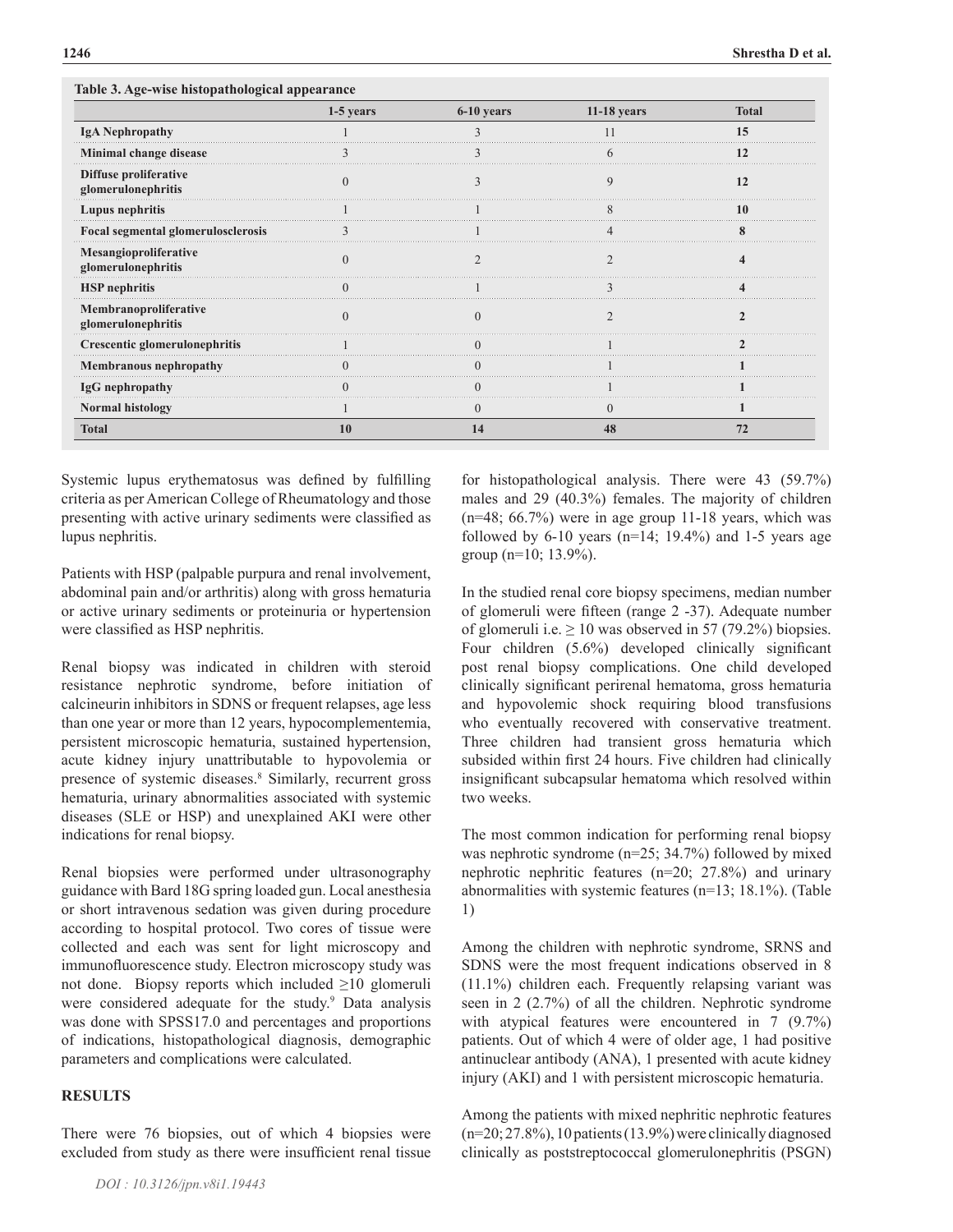Table 3. Age-wise histopathological appearance

| | 1-5 years | 6-10 years | 11-18 years | Total |
|---|---|---|---|---|
| **IgA Nephropathy** | 1 | 3 | 11 | **15** |
| **Minimal change disease** | 3 | 3 | 6 | **12** |
| **Diffuse proliferative glomerulonephritis** | 0 | 3 | 9 | **12** |
| **Lupus nephritis** | 1 | 1 | 8 | **10** |
| **Focal segmental glomerulosclerosis** | 3 | 1 | 4 | **8** |
| **Mesangioproliferative glomerulonephritis** | 0 | 2 | 2 | **4** |
| **HSP nephritis** | 0 | 1 | 3 | **4** |
| **Membranoproliferative glomerulonephritis** | 0 | 0 | 2 | **2** |
| **Crescentic glomerulonephritis** | 1 | 0 | 1 | **2** |
| **Membranous nephropathy** | 0 | 0 | 1 | **1** |
| **IgG nephropathy** | 0 | 0 | 1 | **1** |
| **Normal histology** | 1 | 0 | 0 | **1** |
| **Total** | **10** | **14** | **48** | **72** |

Systemic lupus erythematosus was defined by fulfilling criteria as per American College of Rheumatology and those presenting with active urinary sediments were classified as lupus nephritis.

Patients with HSP (palpable purpura and renal involvement, abdominal pain and/or arthritis) along with gross hematuria or active urinary sediments or proteinuria or hypertension were classified as HSP nephritis.

Renal biopsy was indicated in children with steroid resistance nephrotic syndrome, before initiation of calcineurin inhibitors in SDNS or frequent relapses, age less than one year or more than 12 years, hypocomplementemia, persistent microscopic hematuria, sustained hypertension, acute kidney injury unattributable to hypovolemia or presence of systemic diseases.[8] Similarly, recurrent gross hematuria, urinary abnormalities associated with systemic diseases (SLE or HSP) and unexplained AKI were other indications for renal biopsy.

Renal biopsies were performed under ultrasonography guidance with Bard 18G spring loaded gun. Local anesthesia or short intravenous sedation was given during procedure according to hospital protocol. Two cores of tissue were collected and each was sent for light microscopy and immunofluorescence study. Electron microscopy study was not done. Biopsy reports which included ≥10 glomeruli were considered adequate for the study.[9] Data analysis was done with SPSS17.0 and percentages and proportions of indications, histopathological diagnosis, demographic parameters and complications were calculated.

## RESULTS

There were 76 biopsies, out of which 4 biopsies were excluded from study as there were insufficient renal tissue for histopathological analysis. There were 43 (59.7%) males and 29 (40.3%) females. The majority of children (n=48; 66.7%) were in age group 11-18 years, which was followed by 6-10 years (n=14; 19.4%) and 1-5 years age group (n=10; 13.9%).

In the studied renal core biopsy specimens, median number of glomeruli were fifteen (range 2 -37). Adequate number of glomeruli i.e. ≥ 10 was observed in 57 (79.2%) biopsies. Four children (5.6%) developed clinically significant post renal biopsy complications. One child developed clinically significant perirenal hematoma, gross hematuria and hypovolemic shock requiring blood transfusions who eventually recovered with conservative treatment. Three children had transient gross hematuria which subsided within first 24 hours. Five children had clinically insignificant subcapsular hematoma which resolved within two weeks.

The most common indication for performing renal biopsy was nephrotic syndrome (n=25; 34.7%) followed by mixed nephrotic nephritic features (n=20; 27.8%) and urinary abnormalities with systemic features (n=13; 18.1%). (Table 1)

Among the children with nephrotic syndrome, SRNS and SDNS were the most frequent indications observed in 8 (11.1%) children each. Frequently relapsing variant was seen in 2 (2.7%) of all the children. Nephrotic syndrome with atypical features were encountered in 7 (9.7%) patients. Out of which 4 were of older age, 1 had positive antinuclear antibody (ANA), 1 presented with acute kidney injury (AKI) and 1 with persistent microscopic hematuria.

Among the patients with mixed nephritic nephrotic features (n=20; 27.8%), 10 patients (13.9%) were clinically diagnosed clinically as poststreptococcal glomerulonephritis (PSGN)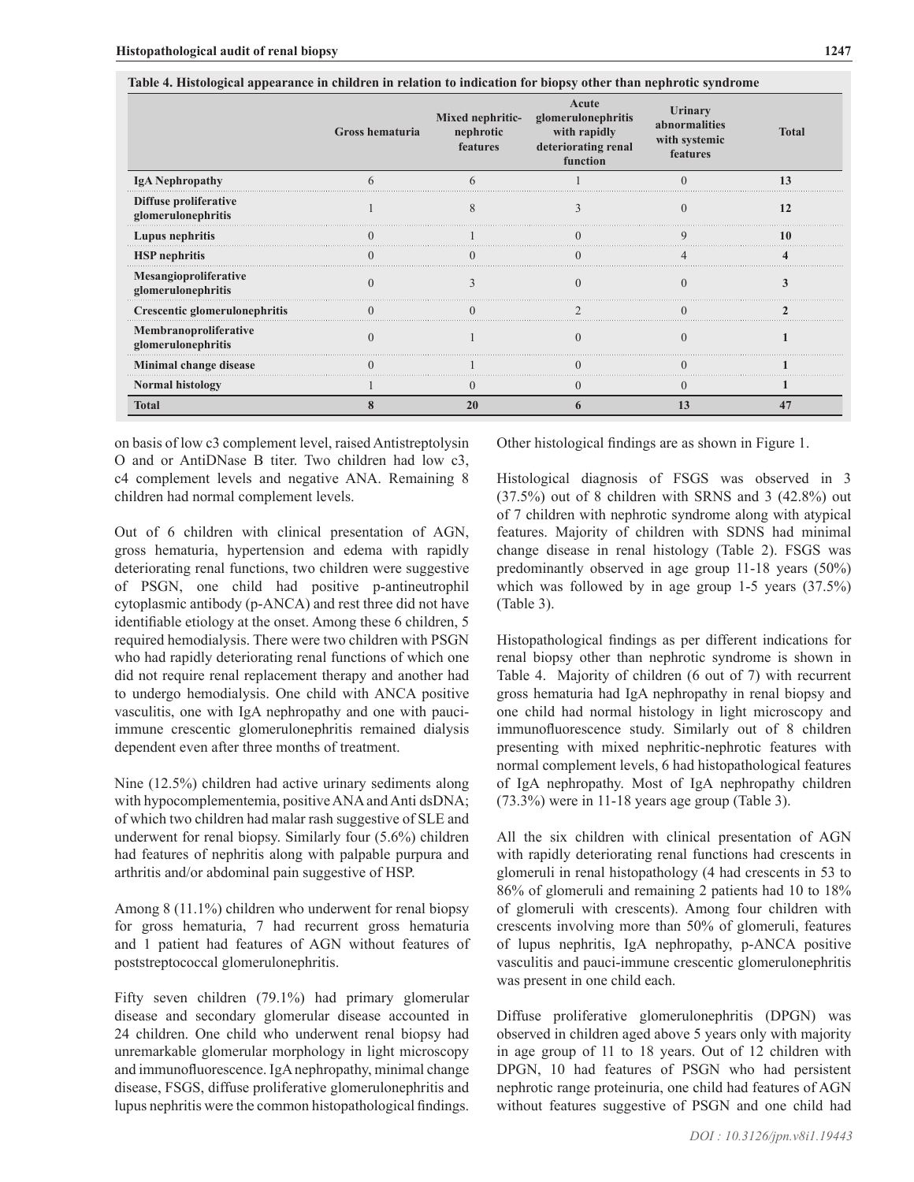**Table 4. Histological appearance in children in relation to indication for biopsy other than nephrotic syndrome**

| | Gross hematuria | Mixed nephritic-nephrotic features | Acute glomerulonephritis with rapidly deteriorating renal function | Urinary abnormalities with systemic features | Total |
|---|---|---|---|---|---|
| **IgA Nephropathy** | 6 | 6 | 1 | 0 | **13** |
| **Diffuse proliferative glomerulonephritis** | 1 | 8 | 3 | 0 | **12** |
| **Lupus nephritis** | 0 | 1 | 0 | 9 | **10** |
| **HSP nephritis** | 0 | 0 | 0 | 4 | **4** |
| **Mesangioproliferative glomerulonephritis** | 0 | 3 | 0 | 0 | **3** |
| **Crescentic glomerulonephritis** | 0 | 0 | 2 | 0 | **2** |
| **Membranoproliferative glomerulonephritis** | 0 | 1 | 0 | 0 | **1** |
| **Minimal change disease** | 0 | 1 | 0 | 0 | **1** |
| **Normal histology** | 1 | 0 | 0 | 0 | **1** |
| **Total** | **8** | **20** | **6** | **13** | **47** |

on basis of low c3 complement level, raised Antistreptolysin O and or AntiDNase B titer. Two children had low c3, c4 complement levels and negative ANA. Remaining 8 children had normal complement levels.

Out of 6 children with clinical presentation of AGN, gross hematuria, hypertension and edema with rapidly deteriorating renal functions, two children were suggestive of PSGN, one child had positive p-antineutrophil cytoplasmic antibody (p-ANCA) and rest three did not have identifiable etiology at the onset. Among these 6 children, 5 required hemodialysis. There were two children with PSGN who had rapidly deteriorating renal functions of which one did not require renal replacement therapy and another had to undergo hemodialysis. One child with ANCA positive vasculitis, one with IgA nephropathy and one with pauci-immune crescentic glomerulonephritis remained dialysis dependent even after three months of treatment.

Nine (12.5%) children had active urinary sediments along with hypocomplementemia, positive ANA and Anti dsDNA; of which two children had malar rash suggestive of SLE and underwent for renal biopsy. Similarly four (5.6%) children had features of nephritis along with palpable purpura and arthritis and/or abdominal pain suggestive of HSP.

Among 8 (11.1%) children who underwent for renal biopsy for gross hematuria, 7 had recurrent gross hematuria and 1 patient had features of AGN without features of poststreptococcal glomerulonephritis.

Fifty seven children (79.1%) had primary glomerular disease and secondary glomerular disease accounted in 24 children. One child who underwent renal biopsy had unremarkable glomerular morphology in light microscopy and immunofluorescence. IgA nephropathy, minimal change disease, FSGS, diffuse proliferative glomerulonephritis and lupus nephritis were the common histopathological findings. Other histological findings are as shown in Figure 1.

Histological diagnosis of FSGS was observed in 3 (37.5%) out of 8 children with SRNS and 3 (42.8%) out of 7 children with nephrotic syndrome along with atypical features. Majority of children with SDNS had minimal change disease in renal histology (Table 2). FSGS was predominantly observed in age group 11-18 years (50%) which was followed by in age group 1-5 years (37.5%) (Table 3).

Histopathological findings as per different indications for renal biopsy other than nephrotic syndrome is shown in Table 4. Majority of children (6 out of 7) with recurrent gross hematuria had IgA nephropathy in renal biopsy and one child had normal histology in light microscopy and immunofluorescence study. Similarly out of 8 children presenting with mixed nephritic-nephrotic features with normal complement levels, 6 had histopathological features of IgA nephropathy. Most of IgA nephropathy children (73.3%) were in 11-18 years age group (Table 3).

All the six children with clinical presentation of AGN with rapidly deteriorating renal functions had crescents in glomeruli in renal histopathology (4 had crescents in 53 to 86% of glomeruli and remaining 2 patients had 10 to 18% of glomeruli with crescents). Among four children with crescents involving more than 50% of glomeruli, features of lupus nephritis, IgA nephropathy, p-ANCA positive vasculitis and pauci-immune crescentic glomerulonephritis was present in one child each.

Diffuse proliferative glomerulonephritis (DPGN) was observed in children aged above 5 years only with majority in age group of 11 to 18 years. Out of 12 children with DPGN, 10 had features of PSGN who had persistent nephrotic range proteinuria, one child had features of AGN without features suggestive of PSGN and one child had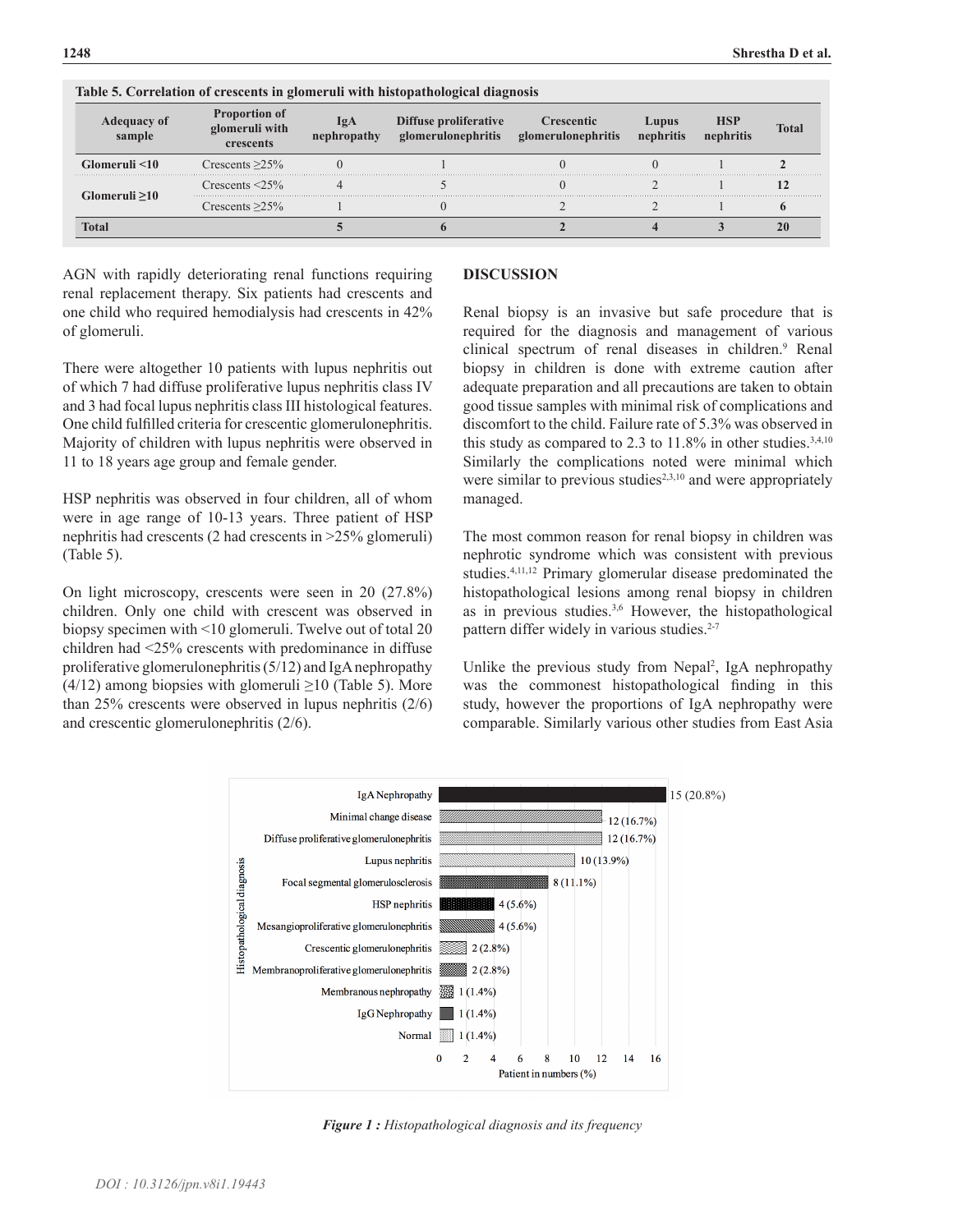**Table 5. Correlation of crescents in glomeruli with histopathological diagnosis**

| Adequacy of sample | Proportion of glomeruli with crescents | IgA nephropathy | Diffuse proliferative glomerulonephritis | Crescentic glomerulonephritis | Lupus nephritis | HSP nephritis | Total |
|---|---|---|---|---|---|---|---|
| Glomeruli <10 | Crescents ≥25% | 0 | 1 | 0 | 0 | 1 | **2** |
| Glomeruli ≥10 | Crescents <25% | 4 | 5 | 0 | 2 | 1 | **12** |
| | Crescents ≥25% | 1 | 0 | 2 | 2 | 1 | **6** |
| **Total** | | **5** | **6** | **2** | **4** | **3** | **20** |

AGN with rapidly deteriorating renal functions requiring renal replacement therapy. Six patients had crescents and one child who required hemodialysis had crescents in 42% of glomeruli.

There were altogether 10 patients with lupus nephritis out of which 7 had diffuse proliferative lupus nephritis class IV and 3 had focal lupus nephritis class III histological features. One child fulfilled criteria for crescentic glomerulonephritis. Majority of children with lupus nephritis were observed in 11 to 18 years age group and female gender.

HSP nephritis was observed in four children, all of whom were in age range of 10-13 years. Three patient of HSP nephritis had crescents (2 had crescents in >25% glomeruli) (Table 5).

On light microscopy, crescents were seen in 20 (27.8%) children. Only one child with crescent was observed in biopsy specimen with <10 glomeruli. Twelve out of total 20 children had <25% crescents with predominance in diffuse proliferative glomerulonephritis (5/12) and IgA nephropathy (4/12) among biopsies with glomeruli ≥10 (Table 5). More than 25% crescents were observed in lupus nephritis (2/6) and crescentic glomerulonephritis (2/6).

## DISCUSSION

Renal biopsy is an invasive but safe procedure that is required for the diagnosis and management of various clinical spectrum of renal diseases in children.[9] Renal biopsy in children is done with extreme caution after adequate preparation and all precautions are taken to obtain good tissue samples with minimal risk of complications and discomfort to the child. Failure rate of 5.3% was observed in this study as compared to 2.3 to 11.8% in other studies.[3,4,10] Similarly the complications noted were minimal which were similar to previous studies[2,3,10] and were appropriately managed.

The most common reason for renal biopsy in children was nephrotic syndrome which was consistent with previous studies.[4,11,12] Primary glomerular disease predominated the histopathological lesions among renal biopsy in children as in previous studies.[3,6] However, the histopathological pattern differ widely in various studies.[2-7]

Unlike the previous study from Nepal[2], IgA nephropathy was the commonest histopathological finding in this study, however the proportions of IgA nephropathy were comparable. Similarly various other studies from East Asia

Histopathological diagnosis

IgA Nephropathy 15 (20.8%)
Minimal change disease 12 (16.7%)
Diffuse proliferative glomerulonephritis 12 (16.7%)
Lupus nephritis 10 (13.9%)
Focal segmental glomerulosclerosis 8 (11.1%)
HSP nephritis 4 (5.6%)
Mesangioproliferative glomerulonephritis 4 (5.6%)
Crescentic glomerulonephritis 2 (2.8%)
Membranoproliferative glomerulonephritis 2 (2.8%)
Membranous nephropathy 1 (1.4%)
IgG Nephropathy 1 (1.4%)
Normal 1 (1.4%)

0 2 4 6 8 10 12 14 16

Patient in numbers (%)

***Figure 1 :*** *Histopathological diagnosis and its frequency*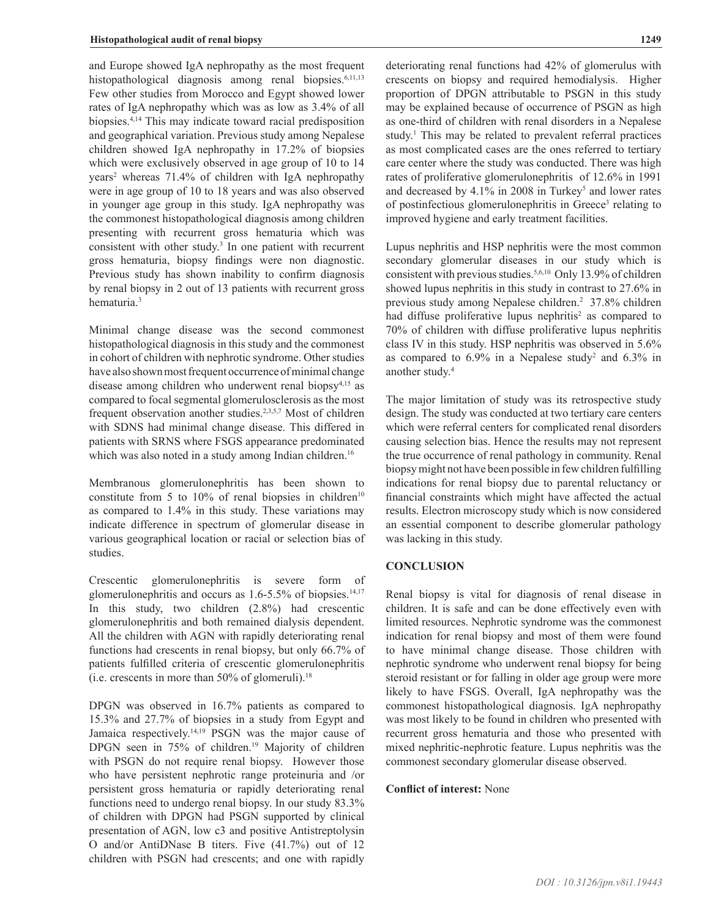and Europe showed IgA nephropathy as the most frequent histopathological diagnosis among renal biopsies.[6,11,13] Few other studies from Morocco and Egypt showed lower rates of IgA nephropathy which was as low as 3.4% of all biopsies.[4,14] This may indicate toward racial predisposition and geographical variation. Previous study among Nepalese children showed IgA nephropathy in 17.2% of biopsies which were exclusively observed in age group of 10 to 14 years[2] whereas 71.4% of children with IgA nephropathy were in age group of 10 to 18 years and was also observed in younger age group in this study. IgA nephropathy was the commonest histopathological diagnosis among children presenting with recurrent gross hematuria which was consistent with other study.[3] In one patient with recurrent gross hematuria, biopsy findings were non diagnostic. Previous study has shown inability to confirm diagnosis by renal biopsy in 2 out of 13 patients with recurrent gross hematuria.[3]

Minimal change disease was the second commonest histopathological diagnosis in this study and the commonest in cohort of children with nephrotic syndrome. Other studies have also shown most frequent occurrence of minimal change disease among children who underwent renal biopsy[4,15] as compared to focal segmental glomerulosclerosis as the most frequent observation another studies.[2,3,5,7] Most of children with SDNS had minimal change disease. This differed in patients with SRNS where FSGS appearance predominated which was also noted in a study among Indian children.[16]

Membranous glomerulonephritis has been shown to constitute from 5 to 10% of renal biopsies in children[10] as compared to 1.4% in this study. These variations may indicate difference in spectrum of glomerular disease in various geographical location or racial or selection bias of studies.

Crescentic glomerulonephritis is severe form of glomerulonephritis and occurs as 1.6-5.5% of biopsies.[14,17] In this study, two children (2.8%) had crescentic glomerulonephritis and both remained dialysis dependent. All the children with AGN with rapidly deteriorating renal functions had crescents in renal biopsy, but only 66.7% of patients fulfilled criteria of crescentic glomerulonephritis (i.e. crescents in more than 50% of glomeruli).[18]

DPGN was observed in 16.7% patients as compared to 15.3% and 27.7% of biopsies in a study from Egypt and Jamaica respectively.[14,19] PSGN was the major cause of DPGN seen in 75% of children.[19] Majority of children with PSGN do not require renal biopsy. However those who have persistent nephrotic range proteinuria and /or persistent gross hematuria or rapidly deteriorating renal functions need to undergo renal biopsy. In our study 83.3% of children with DPGN had PSGN supported by clinical presentation of AGN, low c3 and positive Antistreptolysin O and/or AntiDNase B titers. Five (41.7%) out of 12 children with PSGN had crescents; and one with rapidly deteriorating renal functions had 42% of glomerulus with crescents on biopsy and required hemodialysis. Higher proportion of DPGN attributable to PSGN in this study may be explained because of occurrence of PSGN as high as one-third of children with renal disorders in a Nepalese study.[1] This may be related to prevalent referral practices as most complicated cases are the ones referred to tertiary care center where the study was conducted. There was high rates of proliferative glomerulonephritis of 12.6% in 1991 and decreased by 4.1% in 2008 in Turkey[5] and lower rates of postinfectious glomerulonephritis in Greece[3] relating to improved hygiene and early treatment facilities.

Lupus nephritis and HSP nephritis were the most common secondary glomerular diseases in our study which is consistent with previous studies.[5,6,10] Only 13.9% of children showed lupus nephritis in this study in contrast to 27.6% in previous study among Nepalese children.[2] 37.8% children had diffuse proliferative lupus nephritis[2] as compared to 70% of children with diffuse proliferative lupus nephritis class IV in this study. HSP nephritis was observed in 5.6% as compared to 6.9% in a Nepalese study[2] and 6.3% in another study.[4]

The major limitation of study was its retrospective study design. The study was conducted at two tertiary care centers which were referral centers for complicated renal disorders causing selection bias. Hence the results may not represent the true occurrence of renal pathology in community. Renal biopsy might not have been possible in few children fulfilling indications for renal biopsy due to parental reluctancy or financial constraints which might have affected the actual results. Electron microscopy study which is now considered an essential component to describe glomerular pathology was lacking in this study.

## CONCLUSION

Renal biopsy is vital for diagnosis of renal disease in children. It is safe and can be done effectively even with limited resources. Nephrotic syndrome was the commonest indication for renal biopsy and most of them were found to have minimal change disease. Those children with nephrotic syndrome who underwent renal biopsy for being steroid resistant or for falling in older age group were more likely to have FSGS. Overall, IgA nephropathy was the commonest histopathological diagnosis. IgA nephropathy was most likely to be found in children who presented with recurrent gross hematuria and those who presented with mixed nephritic-nephrotic feature. Lupus nephritis was the commonest secondary glomerular disease observed.

**Conflict of interest:** None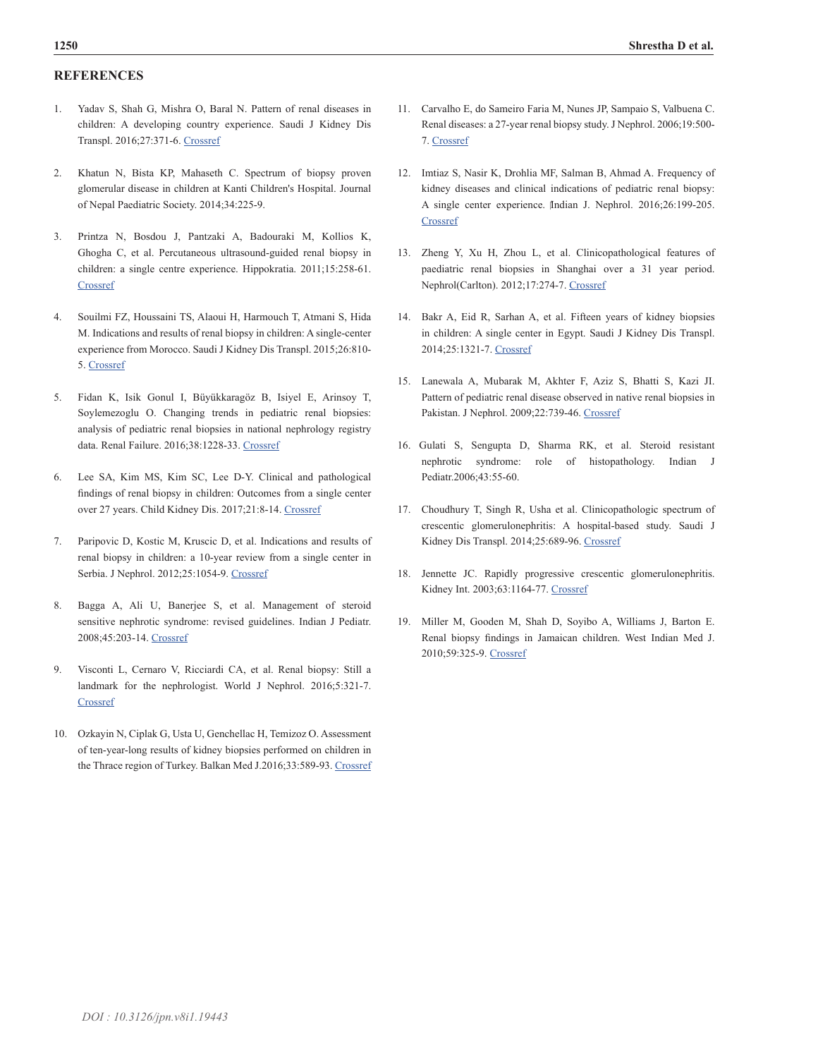## REFERENCES

1. Yadav S, Shah G, Mishra O, Baral N. Pattern of renal diseases in children: A developing country experience. Saudi J Kidney Dis Transpl. 2016;27:371-6. Crossref

2. Khatun N, Bista KP, Mahaseth C. Spectrum of biopsy proven glomerular disease in children at Kanti Children's Hospital. Journal of Nepal Paediatric Society. 2014;34:225-9.

3. Printza N, Bosdou J, Pantzaki A, Badouraki M, Kollios K, Ghogha C, et al. Percutaneous ultrasound-guided renal biopsy in children: a single centre experience. Hippokratia. 2011;15:258-61. Crossref

4. Souilmi FZ, Houssaini TS, Alaoui H, Harmouch T, Atmani S, Hida M. Indications and results of renal biopsy in children: A single-center experience from Morocco. Saudi J Kidney Dis Transpl. 2015;26:810-5. Crossref

5. Fidan K, Isik Gonul I, Büyükkaragöz B, Isiyel E, Arinsoy T, Soylemezoglu O. Changing trends in pediatric renal biopsies: analysis of pediatric renal biopsies in national nephrology registry data. Renal Failure. 2016;38:1228-33. Crossref

6. Lee SA, Kim MS, Kim SC, Lee D-Y. Clinical and pathological findings of renal biopsy in children: Outcomes from a single center over 27 years. Child Kidney Dis. 2017;21:8-14. Crossref

7. Paripovic D, Kostic M, Kruscic D, et al. Indications and results of renal biopsy in children: a 10-year review from a single center in Serbia. J Nephrol. 2012;25:1054-9. Crossref

8. Bagga A, Ali U, Banerjee S, et al. Management of steroid sensitive nephrotic syndrome: revised guidelines. Indian J Pediatr. 2008;45:203-14. Crossref

9. Visconti L, Cernaro V, Ricciardi CA, et al. Renal biopsy: Still a landmark for the nephrologist. World J Nephrol. 2016;5:321-7. Crossref

10. Ozkayin N, Ciplak G, Usta U, Genchellac H, Temizoz O. Assessment of ten-year-long results of kidney biopsies performed on children in the Thrace region of Turkey. Balkan Med J.2016;33:589-93. Crossref

11. Carvalho E, do Sameiro Faria M, Nunes JP, Sampaio S, Valbuena C. Renal diseases: a 27-year renal biopsy study. J Nephrol. 2006;19:500-7. Crossref

12. Imtiaz S, Nasir K, Drohlia MF, Salman B, Ahmad A. Frequency of kidney diseases and clinical indications of pediatric renal biopsy: A single center experience. Indian J. Nephrol. 2016;26:199-205. Crossref

13. Zheng Y, Xu H, Zhou L, et al. Clinicopathological features of paediatric renal biopsies in Shanghai over a 31 year period. Nephrol(Carlton). 2012;17:274-7. Crossref

14. Bakr A, Eid R, Sarhan A, et al. Fifteen years of kidney biopsies in children: A single center in Egypt. Saudi J Kidney Dis Transpl. 2014;25:1321-7. Crossref

15. Lanewala A, Mubarak M, Akhter F, Aziz S, Bhatti S, Kazi JI. Pattern of pediatric renal disease observed in native renal biopsies in Pakistan. J Nephrol. 2009;22:739-46. Crossref

16. Gulati S, Sengupta D, Sharma RK, et al. Steroid resistant nephrotic syndrome: role of histopathology. Indian J Pediatr.2006;43:55-60.

17. Choudhury T, Singh R, Usha et al. Clinicopathologic spectrum of crescentic glomerulonephritis: A hospital-based study. Saudi J Kidney Dis Transpl. 2014;25:689-96. Crossref

18. Jennette JC. Rapidly progressive crescentic glomerulonephritis. Kidney Int. 2003;63:1164-77. Crossref

19. Miller M, Gooden M, Shah D, Soyibo A, Williams J, Barton E. Renal biopsy findings in Jamaican children. West Indian Med J. 2010;59:325-9. Crossref